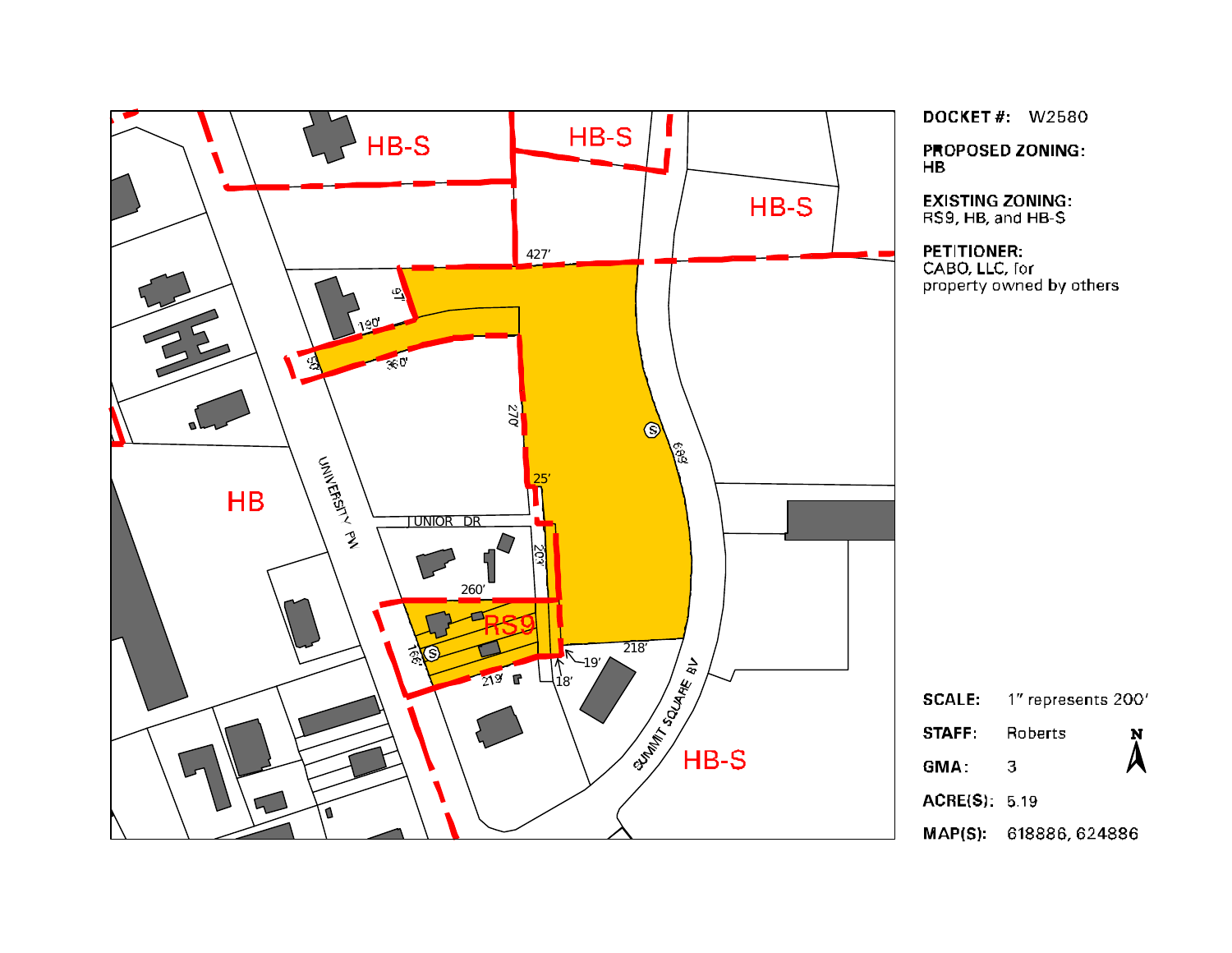DOCKET #: W2580

PROPOSED ZONING: HB

EXISTING ZONING: RS9, HB, and HB-S

PETITIONER: CABO, LLC, for property owned by others

HB-S

HB-S

HB-S

427'

97'

190'

50'

360'

270'

25'

HB

UNIVERSITY PW

JUNIOR DR

209'

260'

RS9

166'

219'

19'

18'

218'

669'

SUMMIT SQUARE BV

HB-S

SCALE: 1" represents 200'

STAFF: Roberts

GMA: 3

ACRE(S): 5.19

MAP(S): 618886, 624886

N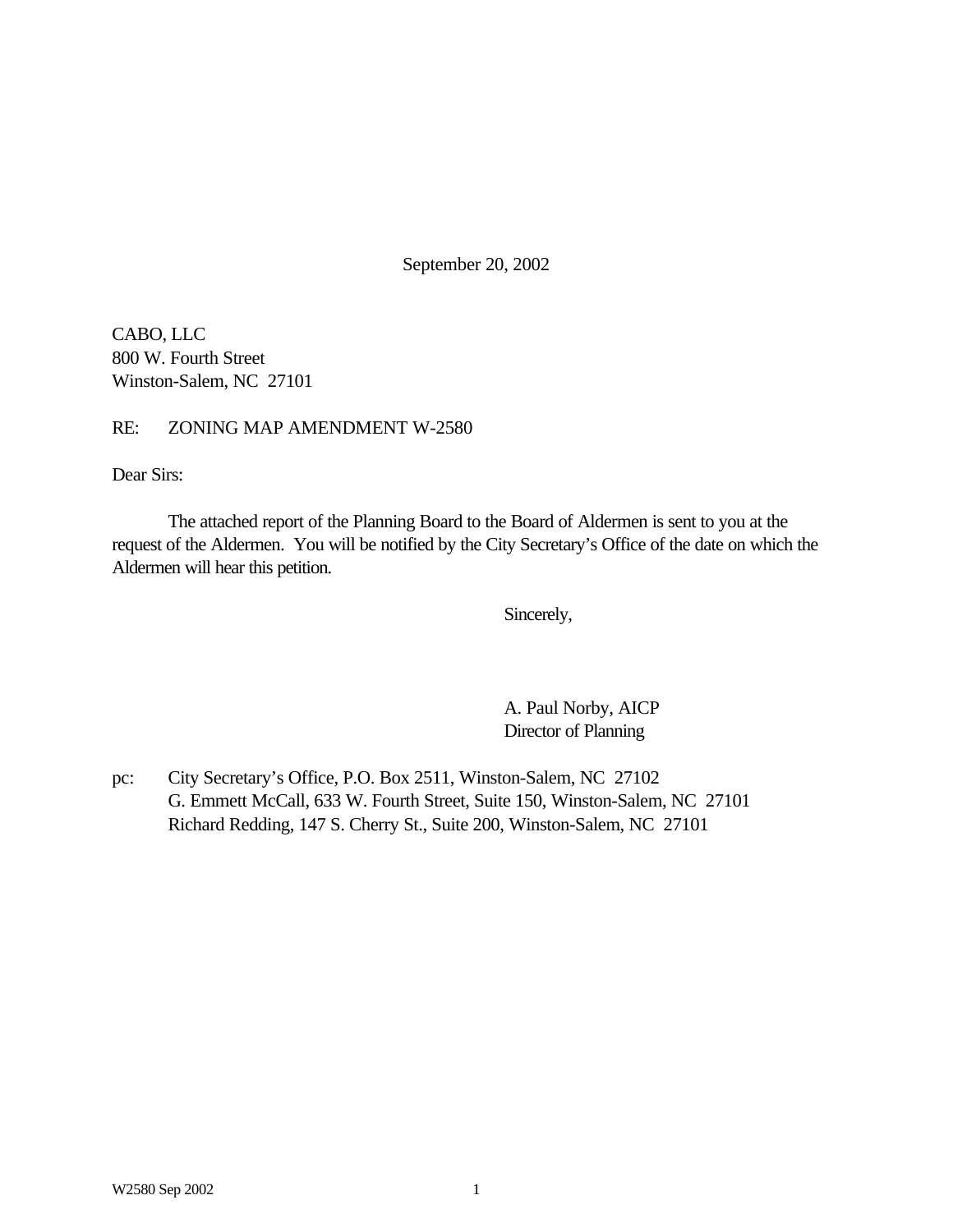September 20, 2002

CABO, LLC
800 W. Fourth Street
Winston-Salem, NC 27101

RE: ZONING MAP AMENDMENT W-2580

Dear Sirs:

The attached report of the Planning Board to the Board of Aldermen is sent to you at the request of the Aldermen. You will be notified by the City Secretary's Office of the date on which the Aldermen will hear this petition.

Sincerely,

A. Paul Norby, AICP
Director of Planning

pc: City Secretary's Office, P.O. Box 2511, Winston-Salem, NC 27102
G. Emmett McCall, 633 W. Fourth Street, Suite 150, Winston-Salem, NC 27101
Richard Redding, 147 S. Cherry St., Suite 200, Winston-Salem, NC 27101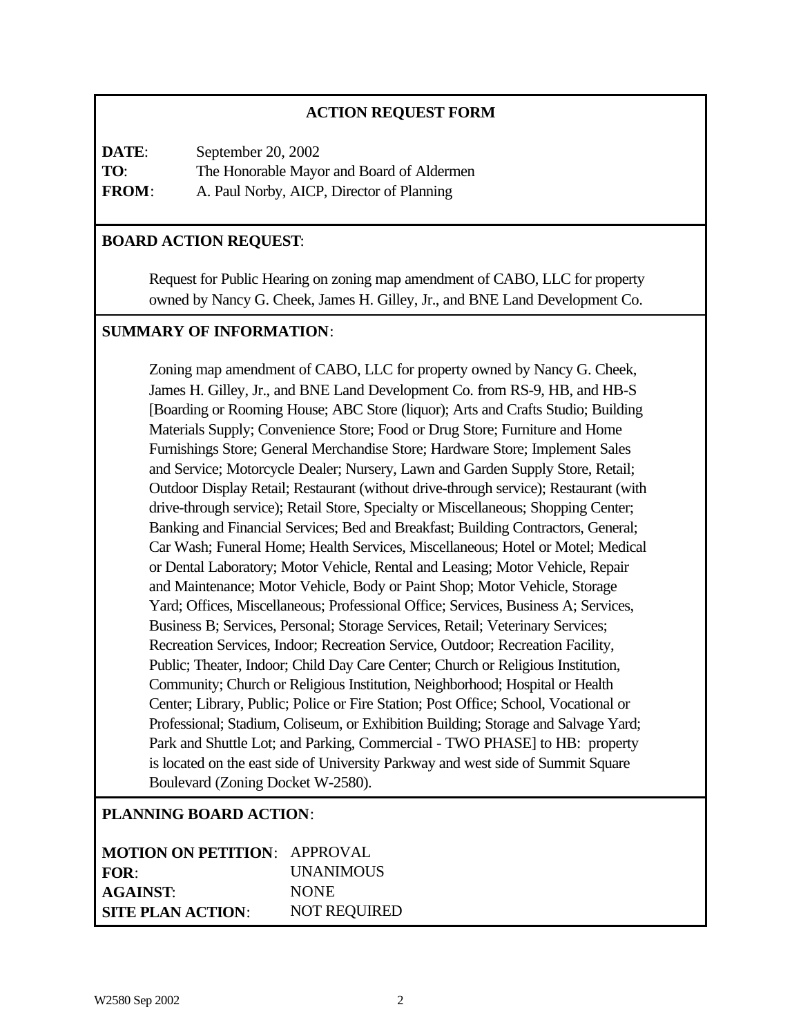## ACTION REQUEST FORM

**DATE**: September 20, 2002
**TO**: The Honorable Mayor and Board of Aldermen
**FROM**: A. Paul Norby, AICP, Director of Planning

**BOARD ACTION REQUEST**:

Request for Public Hearing on zoning map amendment of CABO, LLC for property owned by Nancy G. Cheek, James H. Gilley, Jr., and BNE Land Development Co.

**SUMMARY OF INFORMATION**:

Zoning map amendment of CABO, LLC for property owned by Nancy G. Cheek, James H. Gilley, Jr., and BNE Land Development Co. from RS-9, HB, and HB-S [Boarding or Rooming House; ABC Store (liquor); Arts and Crafts Studio; Building Materials Supply; Convenience Store; Food or Drug Store; Furniture and Home Furnishings Store; General Merchandise Store; Hardware Store; Implement Sales and Service; Motorcycle Dealer; Nursery, Lawn and Garden Supply Store, Retail; Outdoor Display Retail; Restaurant (without drive-through service); Restaurant (with drive-through service); Retail Store, Specialty or Miscellaneous; Shopping Center; Banking and Financial Services; Bed and Breakfast; Building Contractors, General; Car Wash; Funeral Home; Health Services, Miscellaneous; Hotel or Motel; Medical or Dental Laboratory; Motor Vehicle, Rental and Leasing; Motor Vehicle, Repair and Maintenance; Motor Vehicle, Body or Paint Shop; Motor Vehicle, Storage Yard; Offices, Miscellaneous; Professional Office; Services, Business A; Services, Business B; Services, Personal; Storage Services, Retail; Veterinary Services; Recreation Services, Indoor; Recreation Service, Outdoor; Recreation Facility, Public; Theater, Indoor; Child Day Care Center; Church or Religious Institution, Community; Church or Religious Institution, Neighborhood; Hospital or Health Center; Library, Public; Police or Fire Station; Post Office; School, Vocational or Professional; Stadium, Coliseum, or Exhibition Building; Storage and Salvage Yard; Park and Shuttle Lot; and Parking, Commercial - TWO PHASE] to HB: property is located on the east side of University Parkway and west side of Summit Square Boulevard (Zoning Docket W-2580).

**PLANNING BOARD ACTION**:

| | |
|---|---|
| **MOTION ON PETITION**: | APPROVAL |
| **FOR**: | UNANIMOUS |
| **AGAINST**: | NONE |
| **SITE PLAN ACTION**: | NOT REQUIRED |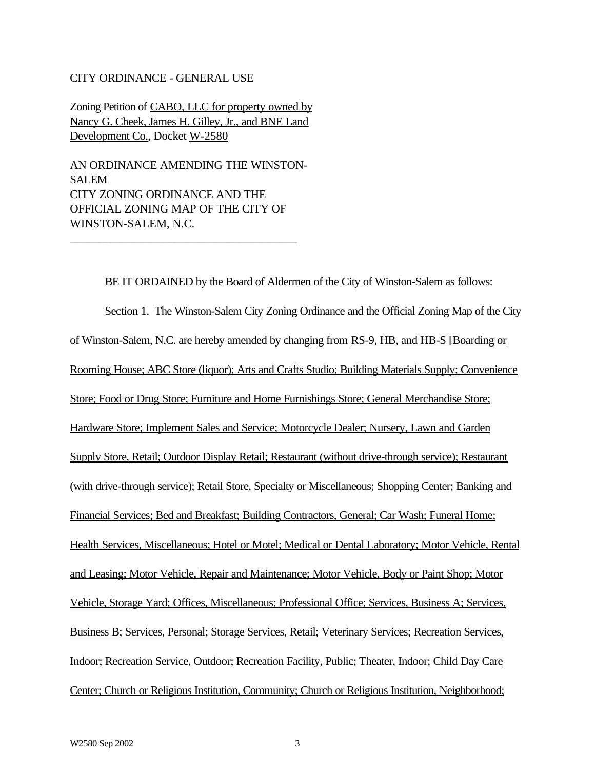CITY ORDINANCE - GENERAL USE

Zoning Petition of CABO, LLC for property owned by Nancy G. Cheek, James H. Gilley, Jr., and BNE Land Development Co., Docket W-2580

AN ORDINANCE AMENDING THE WINSTON-SALEM CITY ZONING ORDINANCE AND THE OFFICIAL ZONING MAP OF THE CITY OF WINSTON-SALEM, N.C.

---

BE IT ORDAINED by the Board of Aldermen of the City of Winston-Salem as follows:

Section 1. The Winston-Salem City Zoning Ordinance and the Official Zoning Map of the City of Winston-Salem, N.C. are hereby amended by changing from RS-9, HB, and HB-S [Boarding or Rooming House; ABC Store (liquor); Arts and Crafts Studio; Building Materials Supply; Convenience Store; Food or Drug Store; Furniture and Home Furnishings Store; General Merchandise Store; Hardware Store; Implement Sales and Service; Motorcycle Dealer; Nursery, Lawn and Garden Supply Store, Retail; Outdoor Display Retail; Restaurant (without drive-through service); Restaurant (with drive-through service); Retail Store, Specialty or Miscellaneous; Shopping Center; Banking and Financial Services; Bed and Breakfast; Building Contractors, General; Car Wash; Funeral Home; Health Services, Miscellaneous; Hotel or Motel; Medical or Dental Laboratory; Motor Vehicle, Rental and Leasing; Motor Vehicle, Repair and Maintenance; Motor Vehicle, Body or Paint Shop; Motor Vehicle, Storage Yard; Offices, Miscellaneous; Professional Office; Services, Business A; Services, Business B; Services, Personal; Storage Services, Retail; Veterinary Services; Recreation Services, Indoor; Recreation Service, Outdoor; Recreation Facility, Public; Theater, Indoor; Child Day Care Center; Church or Religious Institution, Community; Church or Religious Institution, Neighborhood;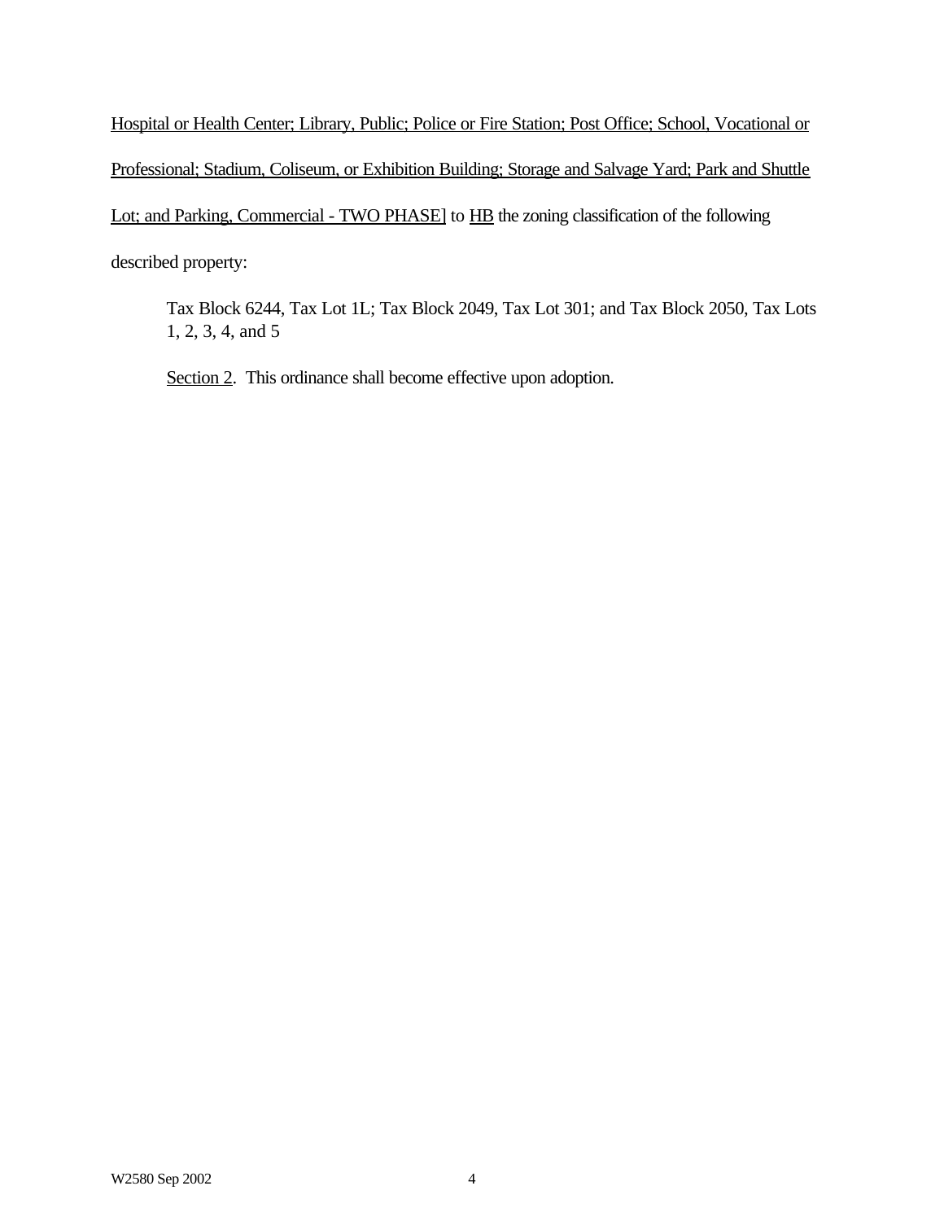<u>Hospital or Health Center; Library, Public; Police or Fire Station; Post Office; School, Vocational or Professional; Stadium, Coliseum, or Exhibition Building; Storage and Salvage Yard; Park and Shuttle Lot; and Parking, Commercial - TWO PHASE</u>] to <u>HB</u> the zoning classification of the following described property:

> Tax Block 6244, Tax Lot 1L; Tax Block 2049, Tax Lot 301; and Tax Block 2050, Tax Lots 1, 2, 3, 4, and 5

<u>Section 2</u>. This ordinance shall become effective upon adoption.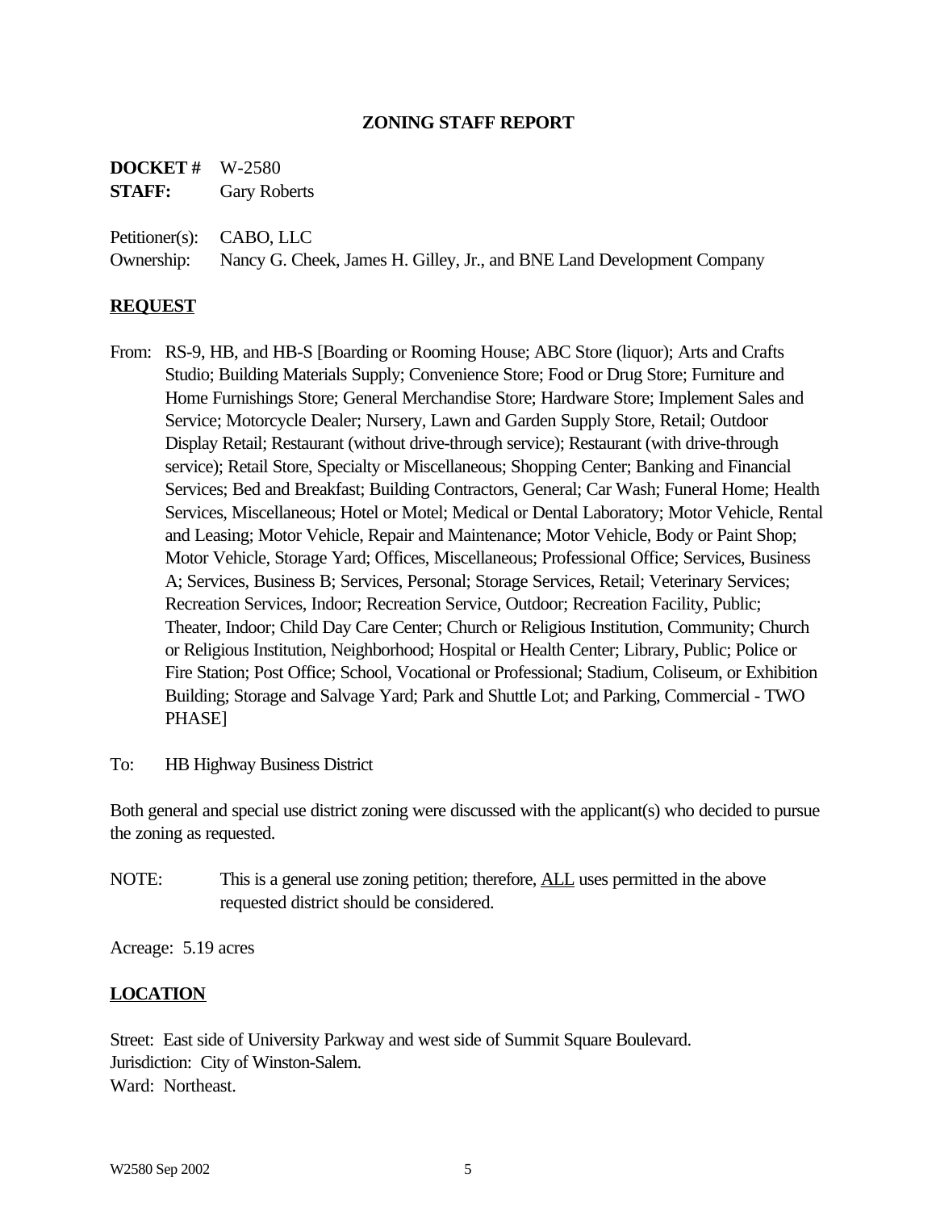## ZONING STAFF REPORT

**DOCKET #** W-2580
**STAFF:** Gary Roberts

Petitioner(s): CABO, LLC
Ownership: Nancy G. Cheek, James H. Gilley, Jr., and BNE Land Development Company

## REQUEST

From: RS-9, HB, and HB-S [Boarding or Rooming House; ABC Store (liquor); Arts and Crafts Studio; Building Materials Supply; Convenience Store; Food or Drug Store; Furniture and Home Furnishings Store; General Merchandise Store; Hardware Store; Implement Sales and Service; Motorcycle Dealer; Nursery, Lawn and Garden Supply Store, Retail; Outdoor Display Retail; Restaurant (without drive-through service); Restaurant (with drive-through service); Retail Store, Specialty or Miscellaneous; Shopping Center; Banking and Financial Services; Bed and Breakfast; Building Contractors, General; Car Wash; Funeral Home; Health Services, Miscellaneous; Hotel or Motel; Medical or Dental Laboratory; Motor Vehicle, Rental and Leasing; Motor Vehicle, Repair and Maintenance; Motor Vehicle, Body or Paint Shop; Motor Vehicle, Storage Yard; Offices, Miscellaneous; Professional Office; Services, Business A; Services, Business B; Services, Personal; Storage Services, Retail; Veterinary Services; Recreation Services, Indoor; Recreation Service, Outdoor; Recreation Facility, Public; Theater, Indoor; Child Day Care Center; Church or Religious Institution, Community; Church or Religious Institution, Neighborhood; Hospital or Health Center; Library, Public; Police or Fire Station; Post Office; School, Vocational or Professional; Stadium, Coliseum, or Exhibition Building; Storage and Salvage Yard; Park and Shuttle Lot; and Parking, Commercial - TWO PHASE]

To: HB Highway Business District

Both general and special use district zoning were discussed with the applicant(s) who decided to pursue the zoning as requested.

NOTE: This is a general use zoning petition; therefore, ALL uses permitted in the above requested district should be considered.

Acreage: 5.19 acres

## LOCATION

Street: East side of University Parkway and west side of Summit Square Boulevard.
Jurisdiction: City of Winston-Salem.
Ward: Northeast.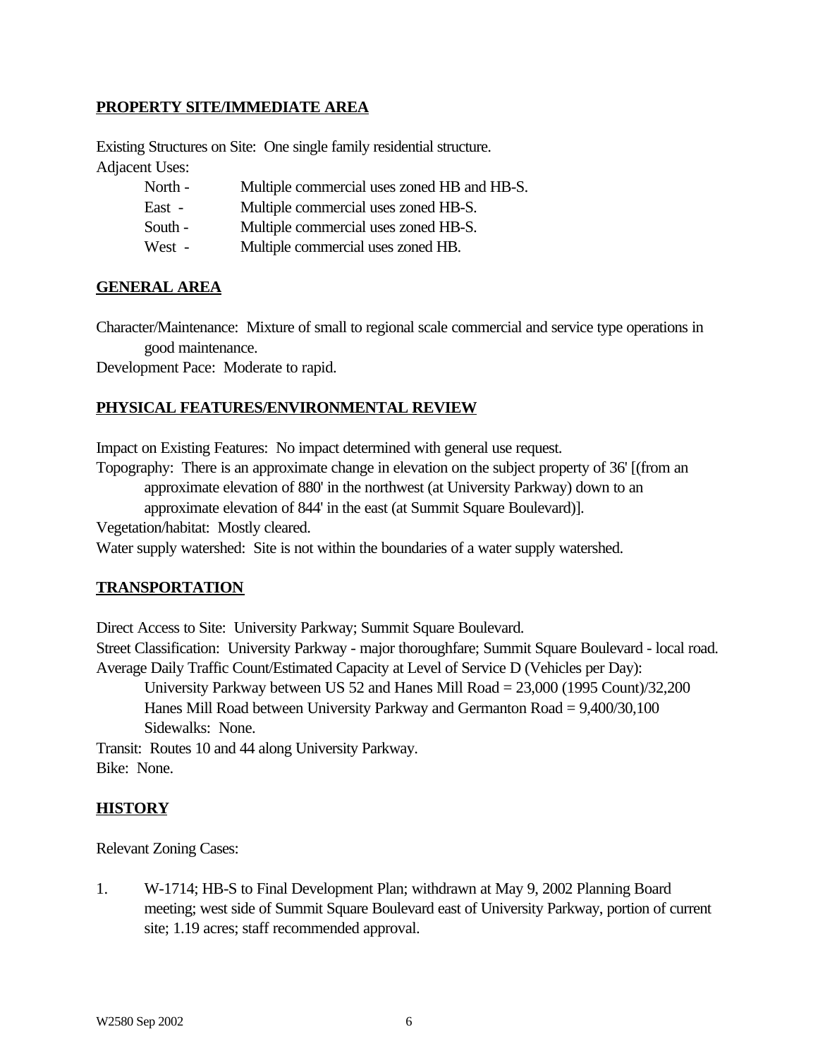**PROPERTY SITE/IMMEDIATE AREA**

Existing Structures on Site: One single family residential structure.

Adjacent Uses:

| | |
|---|---|
| North - | Multiple commercial uses zoned HB and HB-S. |
| East - | Multiple commercial uses zoned HB-S. |
| South - | Multiple commercial uses zoned HB-S. |
| West - | Multiple commercial uses zoned HB. |

**GENERAL AREA**

Character/Maintenance: Mixture of small to regional scale commercial and service type operations in good maintenance.

Development Pace: Moderate to rapid.

**PHYSICAL FEATURES/ENVIRONMENTAL REVIEW**

Impact on Existing Features: No impact determined with general use request.

Topography: There is an approximate change in elevation on the subject property of 36' [(from an approximate elevation of 880' in the northwest (at University Parkway) down to an approximate elevation of 844' in the east (at Summit Square Boulevard)].

Vegetation/habitat: Mostly cleared.

Water supply watershed: Site is not within the boundaries of a water supply watershed.

**TRANSPORTATION**

Direct Access to Site: University Parkway; Summit Square Boulevard.

Street Classification: University Parkway - major thoroughfare; Summit Square Boulevard - local road.

Average Daily Traffic Count/Estimated Capacity at Level of Service D (Vehicles per Day):

University Parkway between US 52 and Hanes Mill Road = 23,000 (1995 Count)/32,200

Hanes Mill Road between University Parkway and Germanton Road = 9,400/30,100

Sidewalks: None.

Transit: Routes 10 and 44 along University Parkway.

Bike: None.

**HISTORY**

Relevant Zoning Cases:

1. W-1714; HB-S to Final Development Plan; withdrawn at May 9, 2002 Planning Board meeting; west side of Summit Square Boulevard east of University Parkway, portion of current site; 1.19 acres; staff recommended approval.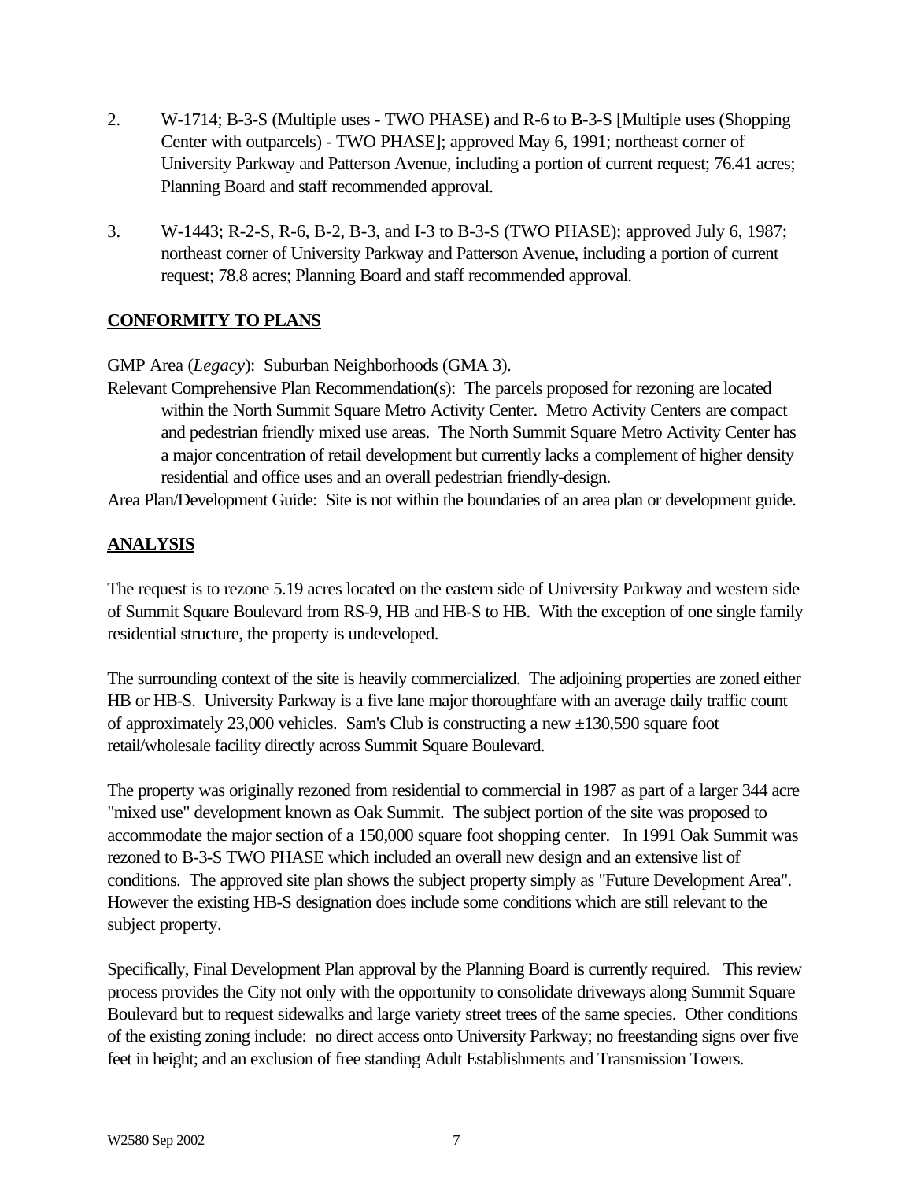2. W-1714; B-3-S (Multiple uses - TWO PHASE) and R-6 to B-3-S [Multiple uses (Shopping Center with outparcels) - TWO PHASE]; approved May 6, 1991; northeast corner of University Parkway and Patterson Avenue, including a portion of current request; 76.41 acres; Planning Board and staff recommended approval.

3. W-1443; R-2-S, R-6, B-2, B-3, and I-3 to B-3-S (TWO PHASE); approved July 6, 1987; northeast corner of University Parkway and Patterson Avenue, including a portion of current request; 78.8 acres; Planning Board and staff recommended approval.

**CONFORMITY TO PLANS**

GMP Area (*Legacy*): Suburban Neighborhoods (GMA 3).

Relevant Comprehensive Plan Recommendation(s): The parcels proposed for rezoning are located within the North Summit Square Metro Activity Center. Metro Activity Centers are compact and pedestrian friendly mixed use areas. The North Summit Square Metro Activity Center has a major concentration of retail development but currently lacks a complement of higher density residential and office uses and an overall pedestrian friendly-design.

Area Plan/Development Guide: Site is not within the boundaries of an area plan or development guide.

**ANALYSIS**

The request is to rezone 5.19 acres located on the eastern side of University Parkway and western side of Summit Square Boulevard from RS-9, HB and HB-S to HB. With the exception of one single family residential structure, the property is undeveloped.

The surrounding context of the site is heavily commercialized. The adjoining properties are zoned either HB or HB-S. University Parkway is a five lane major thoroughfare with an average daily traffic count of approximately 23,000 vehicles. Sam's Club is constructing a new ±130,590 square foot retail/wholesale facility directly across Summit Square Boulevard.

The property was originally rezoned from residential to commercial in 1987 as part of a larger 344 acre "mixed use" development known as Oak Summit. The subject portion of the site was proposed to accommodate the major section of a 150,000 square foot shopping center. In 1991 Oak Summit was rezoned to B-3-S TWO PHASE which included an overall new design and an extensive list of conditions. The approved site plan shows the subject property simply as "Future Development Area". However the existing HB-S designation does include some conditions which are still relevant to the subject property.

Specifically, Final Development Plan approval by the Planning Board is currently required. This review process provides the City not only with the opportunity to consolidate driveways along Summit Square Boulevard but to request sidewalks and large variety street trees of the same species. Other conditions of the existing zoning include: no direct access onto University Parkway; no freestanding signs over five feet in height; and an exclusion of free standing Adult Establishments and Transmission Towers.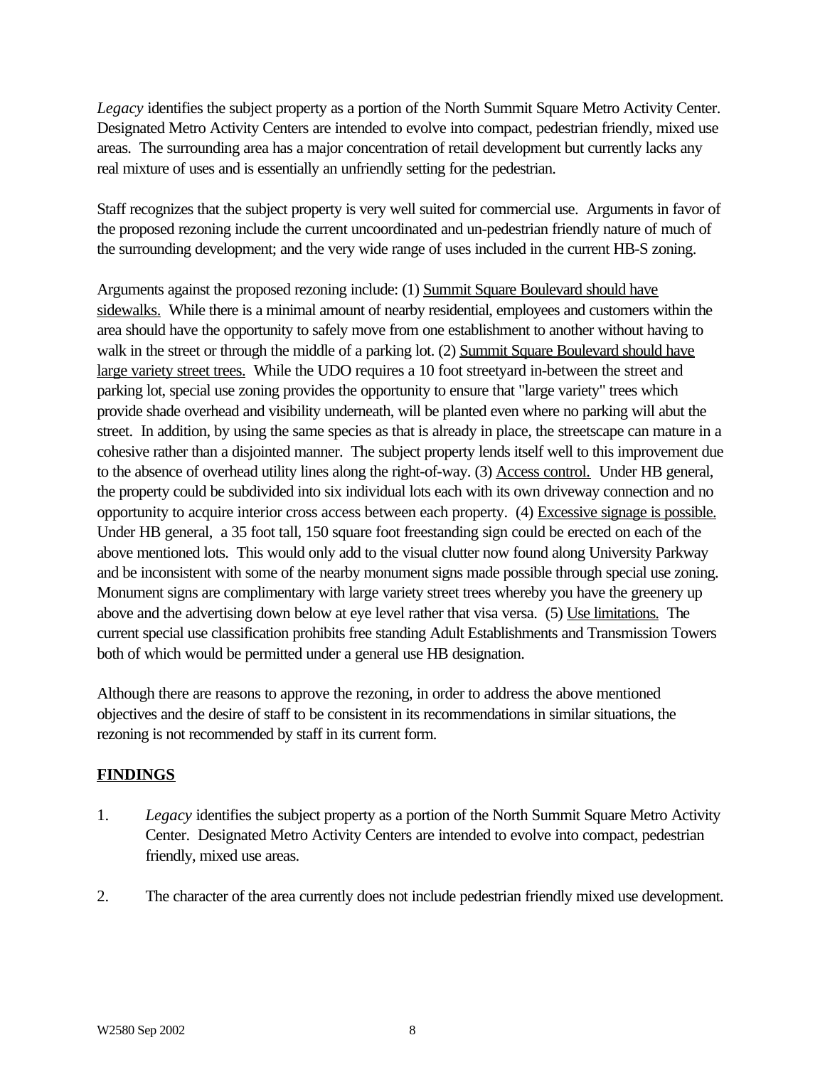*Legacy* identifies the subject property as a portion of the North Summit Square Metro Activity Center. Designated Metro Activity Centers are intended to evolve into compact, pedestrian friendly, mixed use areas. The surrounding area has a major concentration of retail development but currently lacks any real mixture of uses and is essentially an unfriendly setting for the pedestrian.

Staff recognizes that the subject property is very well suited for commercial use. Arguments in favor of the proposed rezoning include the current uncoordinated and un-pedestrian friendly nature of much of the surrounding development; and the very wide range of uses included in the current HB-S zoning.

Arguments against the proposed rezoning include: (1) <u>Summit Square Boulevard should have sidewalks.</u> While there is a minimal amount of nearby residential, employees and customers within the area should have the opportunity to safely move from one establishment to another without having to walk in the street or through the middle of a parking lot. (2) <u>Summit Square Boulevard should have large variety street trees.</u> While the UDO requires a 10 foot streetyard in-between the street and parking lot, special use zoning provides the opportunity to ensure that "large variety" trees which provide shade overhead and visibility underneath, will be planted even where no parking will abut the street. In addition, by using the same species as that is already in place, the streetscape can mature in a cohesive rather than a disjointed manner. The subject property lends itself well to this improvement due to the absence of overhead utility lines along the right-of-way. (3) <u>Access control.</u> Under HB general, the property could be subdivided into six individual lots each with its own driveway connection and no opportunity to acquire interior cross access between each property. (4) <u>Excessive signage is possible.</u> Under HB general, a 35 foot tall, 150 square foot freestanding sign could be erected on each of the above mentioned lots. This would only add to the visual clutter now found along University Parkway and be inconsistent with some of the nearby monument signs made possible through special use zoning. Monument signs are complimentary with large variety street trees whereby you have the greenery up above and the advertising down below at eye level rather that visa versa. (5) <u>Use limitations.</u> The current special use classification prohibits free standing Adult Establishments and Transmission Towers both of which would be permitted under a general use HB designation.

Although there are reasons to approve the rezoning, in order to address the above mentioned objectives and the desire of staff to be consistent in its recommendations in similar situations, the rezoning is not recommended by staff in its current form.

## <u>FINDINGS</u>

1. *Legacy* identifies the subject property as a portion of the North Summit Square Metro Activity Center. Designated Metro Activity Centers are intended to evolve into compact, pedestrian friendly, mixed use areas.

2. The character of the area currently does not include pedestrian friendly mixed use development.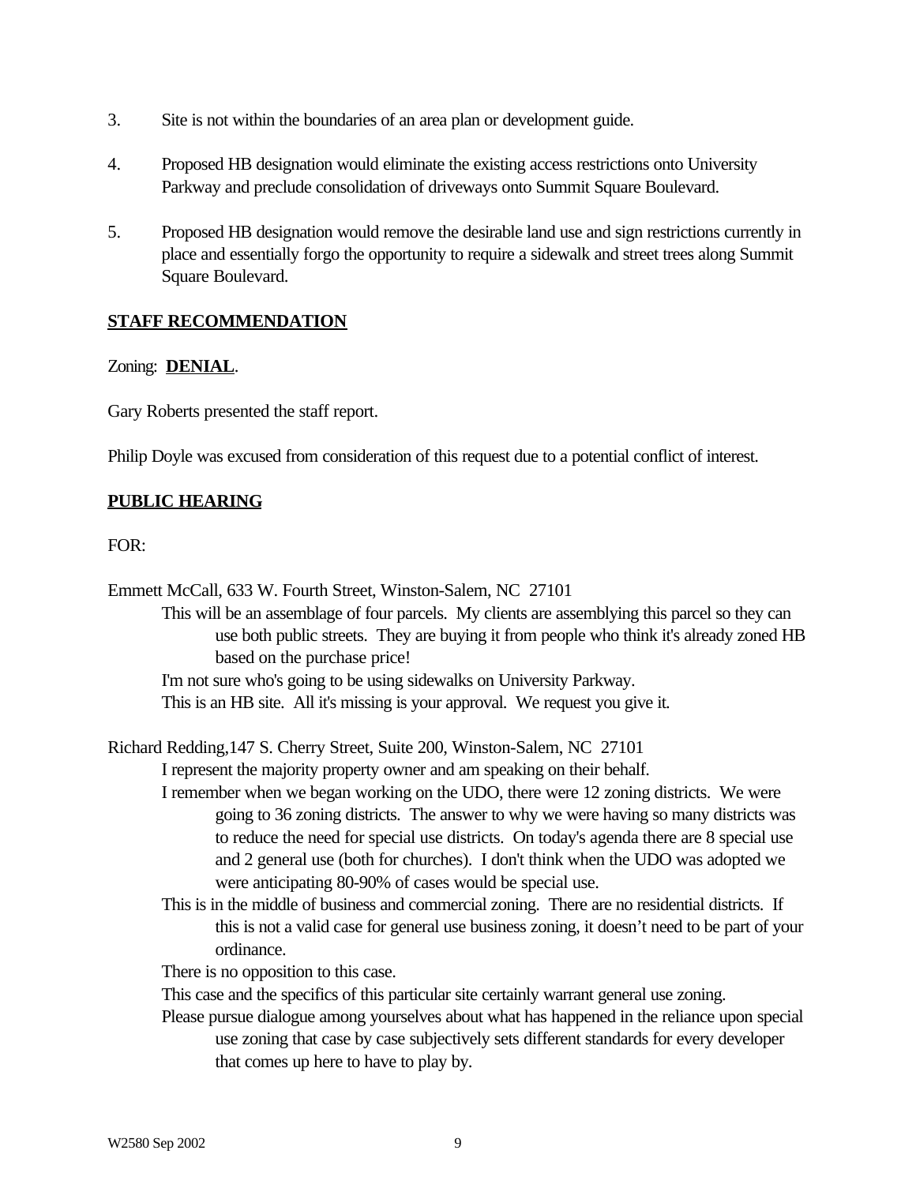3. Site is not within the boundaries of an area plan or development guide.

4. Proposed HB designation would eliminate the existing access restrictions onto University Parkway and preclude consolidation of driveways onto Summit Square Boulevard.

5. Proposed HB designation would remove the desirable land use and sign restrictions currently in place and essentially forgo the opportunity to require a sidewalk and street trees along Summit Square Boulevard.

**STAFF RECOMMENDATION**

Zoning: **DENIAL**.

Gary Roberts presented the staff report.

Philip Doyle was excused from consideration of this request due to a potential conflict of interest.

**PUBLIC HEARING**

FOR:

Emmett McCall, 633 W. Fourth Street, Winston-Salem, NC 27101

This will be an assemblage of four parcels. My clients are assemblying this parcel so they can use both public streets. They are buying it from people who think it's already zoned HB based on the purchase price!

I'm not sure who's going to be using sidewalks on University Parkway.

This is an HB site. All it's missing is your approval. We request you give it.

Richard Redding,147 S. Cherry Street, Suite 200, Winston-Salem, NC 27101

I represent the majority property owner and am speaking on their behalf.

I remember when we began working on the UDO, there were 12 zoning districts. We were going to 36 zoning districts. The answer to why we were having so many districts was to reduce the need for special use districts. On today's agenda there are 8 special use and 2 general use (both for churches). I don't think when the UDO was adopted we were anticipating 80-90% of cases would be special use.

This is in the middle of business and commercial zoning. There are no residential districts. If this is not a valid case for general use business zoning, it doesn't need to be part of your ordinance.

There is no opposition to this case.

This case and the specifics of this particular site certainly warrant general use zoning.

Please pursue dialogue among yourselves about what has happened in the reliance upon special use zoning that case by case subjectively sets different standards for every developer that comes up here to have to play by.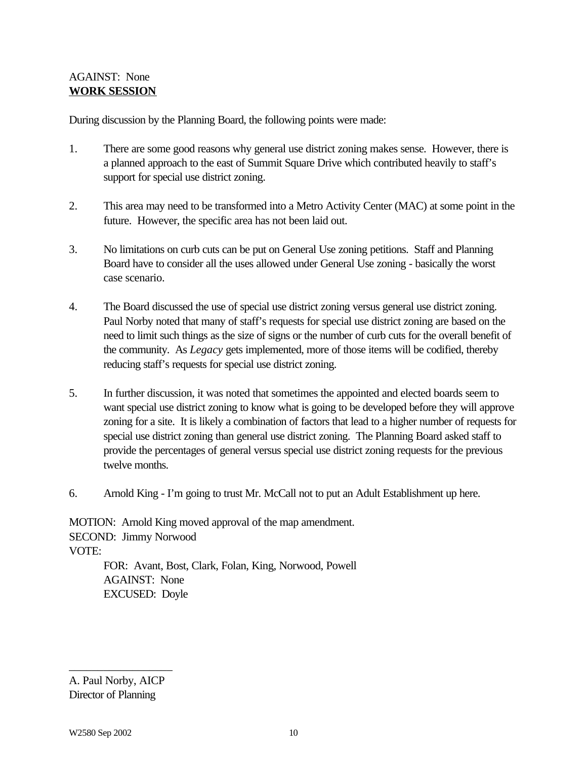AGAINST: None

**WORK SESSION**

During discussion by the Planning Board, the following points were made:

1. There are some good reasons why general use district zoning makes sense. However, there is a planned approach to the east of Summit Square Drive which contributed heavily to staff's support for special use district zoning.

2. This area may need to be transformed into a Metro Activity Center (MAC) at some point in the future. However, the specific area has not been laid out.

3. No limitations on curb cuts can be put on General Use zoning petitions. Staff and Planning Board have to consider all the uses allowed under General Use zoning - basically the worst case scenario.

4. The Board discussed the use of special use district zoning versus general use district zoning. Paul Norby noted that many of staff's requests for special use district zoning are based on the need to limit such things as the size of signs or the number of curb cuts for the overall benefit of the community. As *Legacy* gets implemented, more of those items will be codified, thereby reducing staff's requests for special use district zoning.

5. In further discussion, it was noted that sometimes the appointed and elected boards seem to want special use district zoning to know what is going to be developed before they will approve zoning for a site. It is likely a combination of factors that lead to a higher number of requests for special use district zoning than general use district zoning. The Planning Board asked staff to provide the percentages of general versus special use district zoning requests for the previous twelve months.

6. Arnold King - I'm going to trust Mr. McCall not to put an Adult Establishment up here.

MOTION: Arnold King moved approval of the map amendment.
SECOND: Jimmy Norwood
VOTE:

FOR: Avant, Bost, Clark, Folan, King, Norwood, Powell
AGAINST: None
EXCUSED: Doyle

\_\_\_\_\_\_\_\_\_\_\_\_\_\_\_\_\_\_\_

A. Paul Norby, AICP
Director of Planning

W2580 Sep 2002